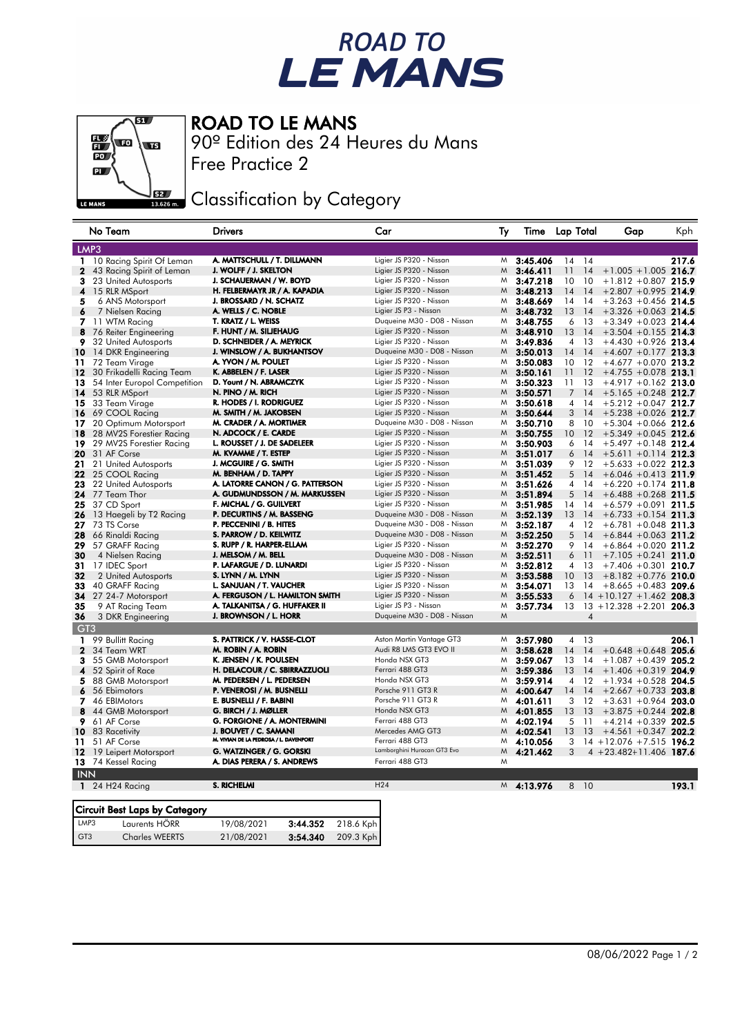# ROAD TO LE MANS

## ROAD TO LE MANS

90º Edition des 24 Heures du Mans

Free Practice 2

### Classification by Category

| | No Team | Drivers | Car | Ty | Time | Lap | Total | Gap | | Kph |
|---|---|---|---|---|---|---|---|---|---|---|
| **LMP3** | | | | | | | | | | |
| 1 | 10 Racing Spirit Of Leman | A. MATTSCHULL / T. DILLMANN | Ligier JS P320 - Nissan | M | 3:45.406 | 14 | 14 | | | 217.6 |
| 2 | 43 Racing Spirit of Leman | J. WOLFF / J. SKELTON | Ligier JS P320 - Nissan | M | 3:46.411 | 11 | 14 | +1.005 | +1.005 | 216.7 |
| 3 | 23 United Autosports | J. SCHAUERMAN / W. BOYD | Ligier JS P320 - Nissan | M | 3:47.218 | 10 | 10 | +1.812 | +0.807 | 215.9 |
| 4 | 15 RLR MSport | H. FELBERMAYR JR / A. KAPADIA | Ligier JS P320 - Nissan | M | 3:48.213 | 14 | 14 | +2.807 | +0.995 | 214.9 |
| 5 | 6 ANS Motorsport | J. BROSSARD / N. SCHATZ | Ligier JS P320 - Nissan | M | 3:48.669 | 14 | 14 | +3.263 | +0.456 | 214.5 |
| 6 | 7 Nielsen Racing | A. WELLS / C. NOBLE | Ligier JS P3 - Nissan | M | 3:48.732 | 13 | 14 | +3.326 | +0.063 | 214.5 |
| 7 | 11 WTM Racing | T. KRATZ / L. WEISS | Duqueine M30 - D08 - Nissan | M | 3:48.755 | 6 | 13 | +3.349 | +0.023 | 214.4 |
| 8 | 76 Reiter Engineering | F. HUNT / M. SILJEHAUG | Ligier JS P320 - Nissan | M | 3:48.910 | 13 | 14 | +3.504 | +0.155 | 214.3 |
| 9 | 32 United Autosports | D. SCHNEIDER / A. MEYRICK | Ligier JS P320 - Nissan | M | 3:49.836 | 4 | 13 | +4.430 | +0.926 | 213.4 |
| 10 | 14 DKR Engineering | J. WINSLOW / A. BUKHANTSOV | Duqueine M30 - D08 - Nissan | M | 3:50.013 | 14 | 14 | +4.607 | +0.177 | 213.3 |
| 11 | 72 Team Virage | A. YVON / M. POULET | Ligier JS P320 - Nissan | M | 3:50.083 | 10 | 12 | +4.677 | +0.070 | 213.2 |
| 12 | 30 Frikadelli Racing Team | K. ABBELEN / F. LASER | Ligier JS P320 - Nissan | M | 3:50.161 | 11 | 12 | +4.755 | +0.078 | 213.1 |
| 13 | 54 Inter Europol Competition | D. Yount / N. ABRAMCZYK | Ligier JS P320 - Nissan | M | 3:50.323 | 11 | 13 | +4.917 | +0.162 | 213.0 |
| 14 | 53 RLR MSport | N. PINO / M. RICH | Ligier JS P320 - Nissan | M | 3:50.571 | 7 | 14 | +5.165 | +0.248 | 212.7 |
| 15 | 33 Team Virage | R. HODES / I. RODRIGUEZ | Ligier JS P320 - Nissan | M | 3:50.618 | 4 | 14 | +5.212 | +0.047 | 212.7 |
| 16 | 69 COOL Racing | M. SMITH / M. JAKOBSEN | Ligier JS P320 - Nissan | M | 3:50.644 | 3 | 14 | +5.238 | +0.026 | 212.7 |
| 17 | 20 Optimum Motorsport | M. CRADER / A. MORTIMER | Duqueine M30 - D08 - Nissan | M | 3:50.710 | 8 | 10 | +5.304 | +0.066 | 212.6 |
| 18 | 28 MV2S Forestier Racing | N. ADCOCK / E. CARDE | Ligier JS P320 - Nissan | M | 3:50.755 | 10 | 12 | +5.349 | +0.045 | 212.6 |
| 19 | 29 MV2S Forestier Racing | L. ROUSSET / J. DE SADELEER | Ligier JS P320 - Nissan | M | 3:50.903 | 6 | 14 | +5.497 | +0.148 | 212.4 |
| 20 | 31 AF Corse | M. KVAMME / T. ESTEP | Ligier JS P320 - Nissan | M | 3:51.017 | 6 | 14 | +5.611 | +0.114 | 212.3 |
| 21 | 21 United Autosports | J. MCGUIRE / G. SMITH | Ligier JS P320 - Nissan | M | 3:51.039 | 9 | 12 | +5.633 | +0.022 | 212.3 |
| 22 | 25 COOL Racing | M. BENHAM / D. TAPPY | Ligier JS P320 - Nissan | M | 3:51.452 | 5 | 14 | +6.046 | +0.413 | 211.9 |
| 23 | 22 United Autosports | A. LATORRE CANON / G. PATTERSON | Ligier JS P320 - Nissan | M | 3:51.626 | 4 | 14 | +6.220 | +0.174 | 211.8 |
| 24 | 77 Team Thor | A. GUDMUNDSSON / M. MARKUSSEN | Ligier JS P320 - Nissan | M | 3:51.894 | 5 | 14 | +6.488 | +0.268 | 211.5 |
| 25 | 37 CD Sport | F. MICHAL / G. GUILVERT | Ligier JS P320 - Nissan | M | 3:51.985 | 14 | 14 | +6.579 | +0.091 | 211.5 |
| 26 | 13 Haegeli by T2 Racing | P. DECURTINS / M. BASSENG | Duqueine M30 - D08 - Nissan | M | 3:52.139 | 13 | 14 | +6.733 | +0.154 | 211.3 |
| 27 | 73 TS Corse | P. PECCENINI / B. HITES | Duqueine M30 - D08 - Nissan | M | 3:52.187 | 4 | 12 | +6.781 | +0.048 | 211.3 |
| 28 | 66 Rinaldi Racing | S. PARROW / D. KEILWITZ | Duqueine M30 - D08 - Nissan | M | 3:52.250 | 5 | 14 | +6.844 | +0.063 | 211.2 |
| 29 | 57 GRAFF Racing | S. RUPP / R. HARPER-ELLAM | Ligier JS P320 - Nissan | M | 3:52.270 | 9 | 14 | +6.864 | +0.020 | 211.2 |
| 30 | 4 Nielsen Racing | J. MELSOM / M. BELL | Duqueine M30 - D08 - Nissan | M | 3:52.511 | 6 | 11 | +7.105 | +0.241 | 211.0 |
| 31 | 17 IDEC Sport | P. LAFARGUE / D. LUNARDI | Ligier JS P320 - Nissan | M | 3:52.812 | 4 | 13 | +7.406 | +0.301 | 210.7 |
| 32 | 2 United Autosports | S. LYNN / M. LYNN | Ligier JS P320 - Nissan | M | 3:53.588 | 10 | 13 | +8.182 | +0.776 | 210.0 |
| 33 | 40 GRAFF Racing | L. SANJUAN / T. VAUCHER | Ligier JS P320 - Nissan | M | 3:54.071 | 13 | 14 | +8.665 | +0.483 | 209.6 |
| 34 | 27 24-7 Motorsport | A. FERGUSON / L. HAMILTON SMITH | Ligier JS P320 - Nissan | M | 3:55.533 | 6 | 14 | +10.127 | +1.462 | 208.3 |
| 35 | 9 AT Racing Team | A. TALKANITSA / G. HUFFAKER II | Ligier JS P3 - Nissan | M | 3:57.734 | 13 | 13 | +12.328 | +2.201 | 206.3 |
| 36 | 3 DKR Engineering | J. BROWNSON / L. HORR | Duqueine M30 - D08 - Nissan | M | | | 4 | | | |
| **GT3** | | | | | | | | | | |
| 1 | 99 Bullitt Racing | S. PATTRICK / V. HASSE-CLOT | Aston Martin Vantage GT3 | M | 3:57.980 | 4 | 13 | | | 206.1 |
| 2 | 34 Team WRT | M. ROBIN / A. ROBIN | Audi R8 LMS GT3 EVO II | M | 3:58.628 | 14 | 14 | +0.648 | +0.648 | 205.6 |
| 3 | 55 GMB Motorsport | K. JENSEN / K. POULSEN | Honda NSX GT3 | M | 3:59.067 | 13 | 14 | +1.087 | +0.439 | 205.2 |
| 4 | 52 Spirit of Race | H. DELACOUR / C. SBIRRAZZUOLI | Ferrari 488 GT3 | M | 3:59.386 | 13 | 14 | +1.406 | +0.319 | 204.9 |
| 5 | 88 GMB Motorsport | M. PEDERSEN / L. PEDERSEN | Honda NSX GT3 | M | 3:59.914 | 4 | 12 | +1.934 | +0.528 | 204.5 |
| 6 | 56 Ebimotors | P. VENEROSI / M. BUSNELLI | Porsche 911 GT3 R | M | 4:00.647 | 14 | 14 | +2.667 | +0.733 | 203.8 |
| 7 | 46 EBIMotors | E. BUSNELLI / F. BABINI | Porsche 911 GT3 R | M | 4:01.611 | 3 | 12 | +3.631 | +0.964 | 203.0 |
| 8 | 44 GMB Motorsport | G. BIRCH / J. MØLLER | Honda NSX GT3 | M | 4:01.855 | 13 | 13 | +3.875 | +0.244 | 202.8 |
| 9 | 61 AF Corse | G. FORGIONE / A. MONTERMINI | Ferrari 488 GT3 | M | 4:02.194 | 5 | 11 | +4.214 | +0.339 | 202.5 |
| 10 | 83 Racetivity | J. BOUVET / C. SAMANI | Mercedes AMG GT3 | M | 4:02.541 | 13 | 13 | +4.561 | +0.347 | 202.2 |
| 11 | 51 AF Corse | M. VIVIAN DE LA PEDROSA / L. DAVENPORT | Ferrari 488 GT3 | M | 4:10.056 | 3 | 14 | +12.076 | +7.515 | 196.2 |
| 12 | 19 Leipert Motorsport | G. WATZINGER / G. GORSKI | Lamborghini Huracan GT3 Evo | M | 4:21.462 | 3 | 4 | +23.482 | +11.406 | 187.6 |
| 13 | 74 Kessel Racing | A. DIAS PERERA / S. ANDREWS | Ferrari 488 GT3 | M | | | | | | |
| **INN** | | | | | | | | | | |
| 1 | 24 H24 Racing | S. RICHELMI | H24 | M | 4:13.976 | 8 | 10 | | | 193.1 |

| Circuit Best Laps by Category | | | | |
|---|---|---|---|---|
| LMP3 | Laurents HÖRR | 19/08/2021 | 3:44.352 | 218.6 Kph |
| GT3 | Charles WEERTS | 21/08/2021 | 3:54.340 | 209.3 Kph |

08/06/2022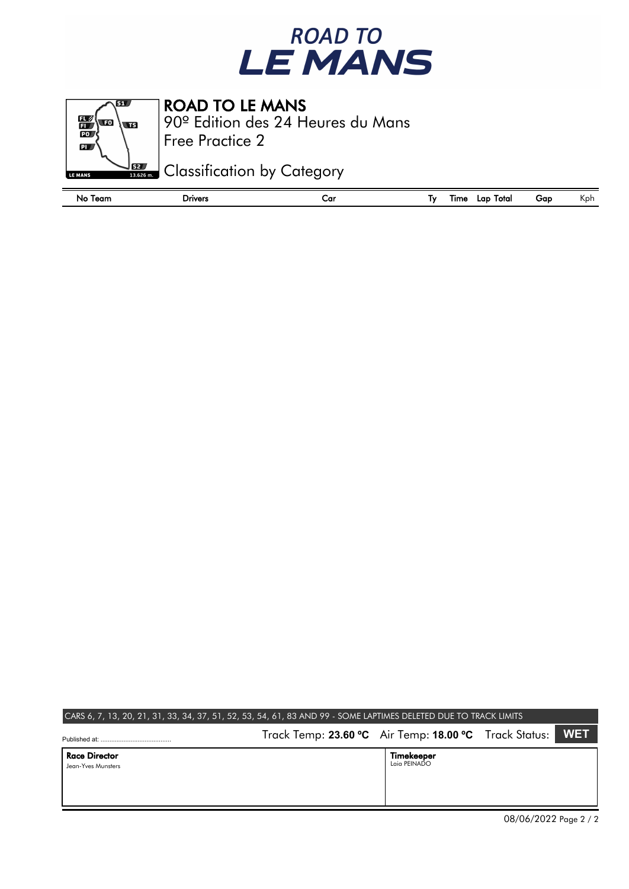# ROAD TO LE MANS

90º Edition des 24 Heures du Mans

Free Practice 2

Classification by Category

| No | Team | Drivers | Car | Ty | Time | Lap | Total | Gap | Kph |
|---|---|---|---|---|---|---|---|---|---|

CARS 6, 7, 13, 20, 21, 31, 33, 34, 37, 51, 52, 53, 54, 61, 83 AND 99 - SOME LAPTIMES DELETED DUE TO TRACK LIMITS

Published at: ........................................

Track Temp: **23.60 ºC** Air Temp: **18.00 ºC** Track Status: **WET**

**Race Director**
Jean-Yves Munsters

**Timekeeper**
Laia PEINADO

08/06/2022